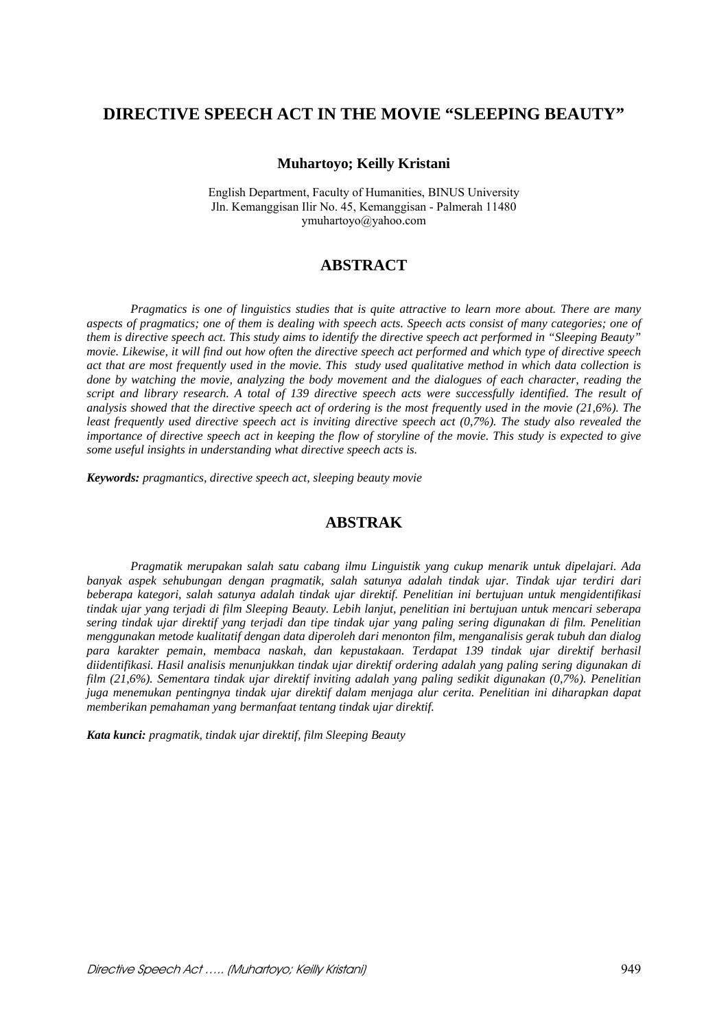# DIRECTIVE SPEECH ACT IN THE MOVIE "SLEEPING BEAUTY"

**Muhartoyo; Keilly Kristani**

English Department, Faculty of Humanities, BINUS University
Jln. Kemanggisan Ilir No. 45, Kemanggisan - Palmerah 11480
ymuhartoyo@yahoo.com

## ABSTRACT

*Pragmatics is one of linguistics studies that is quite attractive to learn more about. There are many aspects of pragmatics; one of them is dealing with speech acts. Speech acts consist of many categories; one of them is directive speech act. This study aims to identify the directive speech act performed in "Sleeping Beauty" movie. Likewise, it will find out how often the directive speech act performed and which type of directive speech act that are most frequently used in the movie. This study used qualitative method in which data collection is done by watching the movie, analyzing the body movement and the dialogues of each character, reading the script and library research. A total of 139 directive speech acts were successfully identified. The result of analysis showed that the directive speech act of ordering is the most frequently used in the movie (21,6%). The least frequently used directive speech act is inviting directive speech act (0,7%). The study also revealed the importance of directive speech act in keeping the flow of storyline of the movie. This study is expected to give some useful insights in understanding what directive speech acts is.*

***Keywords:*** *pragmantics, directive speech act, sleeping beauty movie*

## ABSTRAK

*Pragmatik merupakan salah satu cabang ilmu Linguistik yang cukup menarik untuk dipelajari. Ada banyak aspek sehubungan dengan pragmatik, salah satunya adalah tindak ujar. Tindak ujar terdiri dari beberapa kategori, salah satunya adalah tindak ujar direktif. Penelitian ini bertujuan untuk mengidentifikasi tindak ujar yang terjadi di film Sleeping Beauty. Lebih lanjut, penelitian ini bertujuan untuk mencari seberapa sering tindak ujar direktif yang terjadi dan tipe tindak ujar yang paling sering digunakan di film. Penelitian menggunakan metode kualitatif dengan data diperoleh dari menonton film, menganalisis gerak tubuh dan dialog para karakter pemain, membaca naskah, dan kepustakaan. Terdapat 139 tindak ujar direktif berhasil diidentifikasi. Hasil analisis menunjukkan tindak ujar direktif ordering adalah yang paling sering digunakan di film (21,6%). Sementara tindak ujar direktif inviting adalah yang paling sedikit digunakan (0,7%). Penelitian juga menemukan pentingnya tindak ujar direktif dalam menjaga alur cerita. Penelitian ini diharapkan dapat memberikan pemahaman yang bermanfaat tentang tindak ujar direktif.*

***Kata kunci:*** *pragmatik, tindak ujar direktif, film Sleeping Beauty*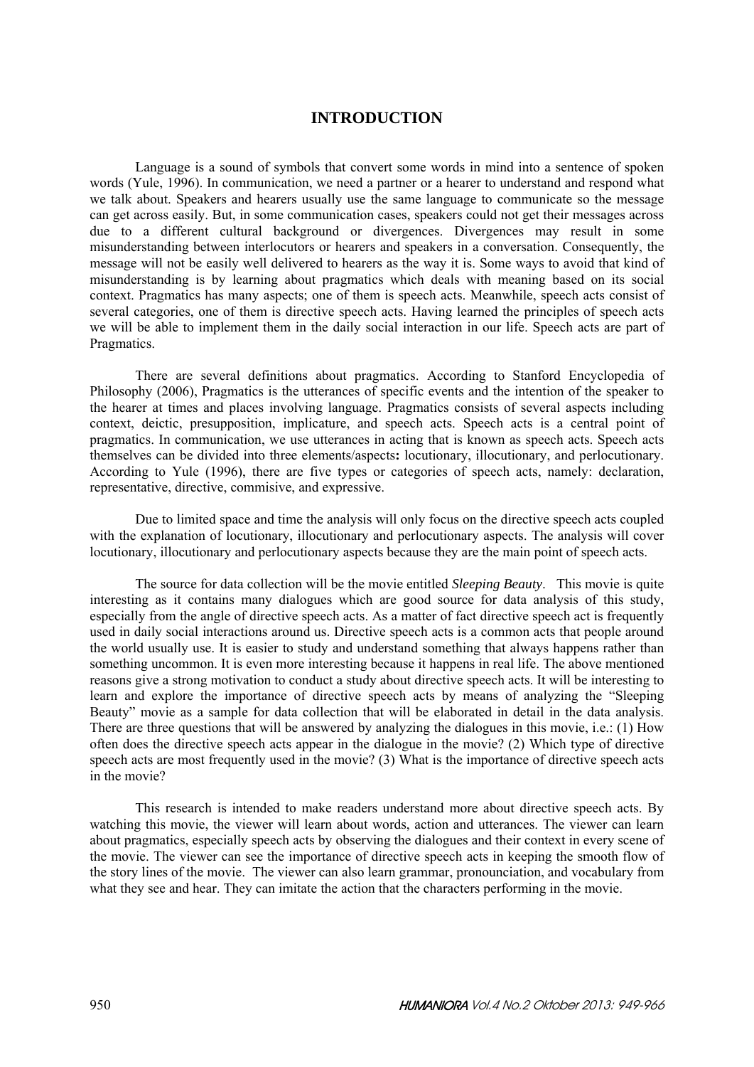# INTRODUCTION

Language is a sound of symbols that convert some words in mind into a sentence of spoken words (Yule, 1996). In communication, we need a partner or a hearer to understand and respond what we talk about. Speakers and hearers usually use the same language to communicate so the message can get across easily. But, in some communication cases, speakers could not get their messages across due to a different cultural background or divergences. Divergences may result in some misunderstanding between interlocutors or hearers and speakers in a conversation. Consequently, the message will not be easily well delivered to hearers as the way it is. Some ways to avoid that kind of misunderstanding is by learning about pragmatics which deals with meaning based on its social context. Pragmatics has many aspects; one of them is speech acts. Meanwhile, speech acts consist of several categories, one of them is directive speech acts. Having learned the principles of speech acts we will be able to implement them in the daily social interaction in our life. Speech acts are part of Pragmatics.

There are several definitions about pragmatics. According to Stanford Encyclopedia of Philosophy (2006), Pragmatics is the utterances of specific events and the intention of the speaker to the hearer at times and places involving language. Pragmatics consists of several aspects including context, deictic, presupposition, implicature, and speech acts. Speech acts is a central point of pragmatics. In communication, we use utterances in acting that is known as speech acts. Speech acts themselves can be divided into three elements/aspects**:** locutionary, illocutionary, and perlocutionary. According to Yule (1996), there are five types or categories of speech acts, namely: declaration, representative, directive, commisive, and expressive.

Due to limited space and time the analysis will only focus on the directive speech acts coupled with the explanation of locutionary, illocutionary and perlocutionary aspects. The analysis will cover locutionary, illocutionary and perlocutionary aspects because they are the main point of speech acts.

The source for data collection will be the movie entitled *Sleeping Beauty*. This movie is quite interesting as it contains many dialogues which are good source for data analysis of this study, especially from the angle of directive speech acts. As a matter of fact directive speech act is frequently used in daily social interactions around us. Directive speech acts is a common acts that people around the world usually use. It is easier to study and understand something that always happens rather than something uncommon. It is even more interesting because it happens in real life. The above mentioned reasons give a strong motivation to conduct a study about directive speech acts. It will be interesting to learn and explore the importance of directive speech acts by means of analyzing the "Sleeping Beauty" movie as a sample for data collection that will be elaborated in detail in the data analysis. There are three questions that will be answered by analyzing the dialogues in this movie, i.e.: (1) How often does the directive speech acts appear in the dialogue in the movie? (2) Which type of directive speech acts are most frequently used in the movie? (3) What is the importance of directive speech acts in the movie?

This research is intended to make readers understand more about directive speech acts. By watching this movie, the viewer will learn about words, action and utterances. The viewer can learn about pragmatics, especially speech acts by observing the dialogues and their context in every scene of the movie. The viewer can see the importance of directive speech acts in keeping the smooth flow of the story lines of the movie. The viewer can also learn grammar, pronounciation, and vocabulary from what they see and hear. They can imitate the action that the characters performing in the movie.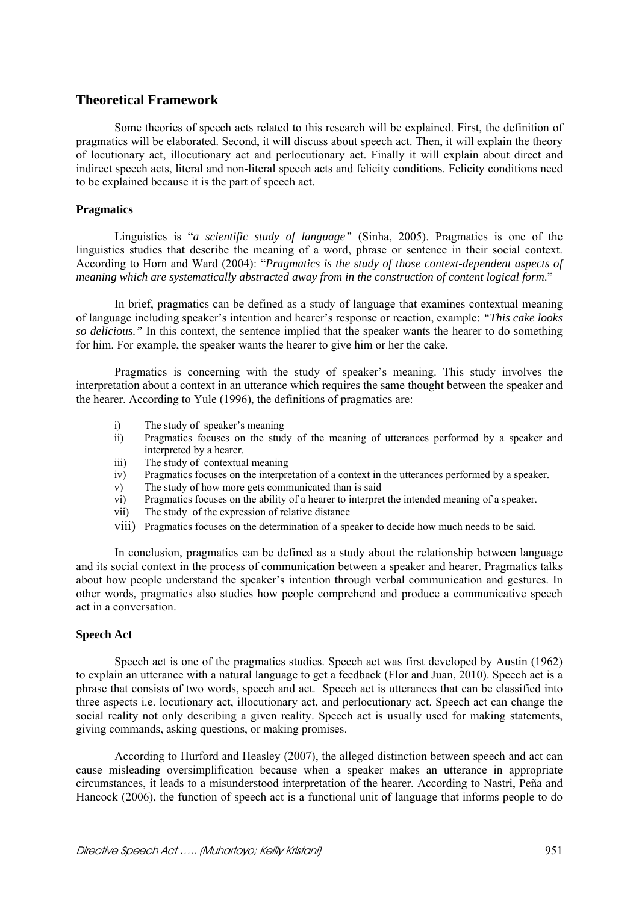## Theoretical Framework

Some theories of speech acts related to this research will be explained. First, the definition of pragmatics will be elaborated. Second, it will discuss about speech act. Then, it will explain the theory of locutionary act, illocutionary act and perlocutionary act. Finally it will explain about direct and indirect speech acts, literal and non-literal speech acts and felicity conditions. Felicity conditions need to be explained because it is the part of speech act.

### Pragmatics

Linguistics is "*a scientific study of language"* (Sinha, 2005). Pragmatics is one of the linguistics studies that describe the meaning of a word, phrase or sentence in their social context. According to Horn and Ward (2004): "*Pragmatics is the study of those context-dependent aspects of meaning which are systematically abstracted away from in the construction of content logical form*."

In brief, pragmatics can be defined as a study of language that examines contextual meaning of language including speaker's intention and hearer's response or reaction, example: *"This cake looks so delicious."* In this context, the sentence implied that the speaker wants the hearer to do something for him. For example, the speaker wants the hearer to give him or her the cake.

Pragmatics is concerning with the study of speaker's meaning. This study involves the interpretation about a context in an utterance which requires the same thought between the speaker and the hearer. According to Yule (1996), the definitions of pragmatics are:

i) The study of speaker's meaning
ii) Pragmatics focuses on the study of the meaning of utterances performed by a speaker and interpreted by a hearer.
iii) The study of contextual meaning
iv) Pragmatics focuses on the interpretation of a context in the utterances performed by a speaker.
v) The study of how more gets communicated than is said
vi) Pragmatics focuses on the ability of a hearer to interpret the intended meaning of a speaker.
vii) The study of the expression of relative distance
viii) Pragmatics focuses on the determination of a speaker to decide how much needs to be said.

In conclusion, pragmatics can be defined as a study about the relationship between language and its social context in the process of communication between a speaker and hearer. Pragmatics talks about how people understand the speaker's intention through verbal communication and gestures. In other words, pragmatics also studies how people comprehend and produce a communicative speech act in a conversation.

### Speech Act

Speech act is one of the pragmatics studies. Speech act was first developed by Austin (1962) to explain an utterance with a natural language to get a feedback (Flor and Juan, 2010). Speech act is a phrase that consists of two words, speech and act. Speech act is utterances that can be classified into three aspects i.e. locutionary act, illocutionary act, and perlocutionary act. Speech act can change the social reality not only describing a given reality. Speech act is usually used for making statements, giving commands, asking questions, or making promises.

According to Hurford and Heasley (2007), the alleged distinction between speech and act can cause misleading oversimplification because when a speaker makes an utterance in appropriate circumstances, it leads to a misunderstood interpretation of the hearer. According to Nastri, Peña and Hancock (2006), the function of speech act is a functional unit of language that informs people to do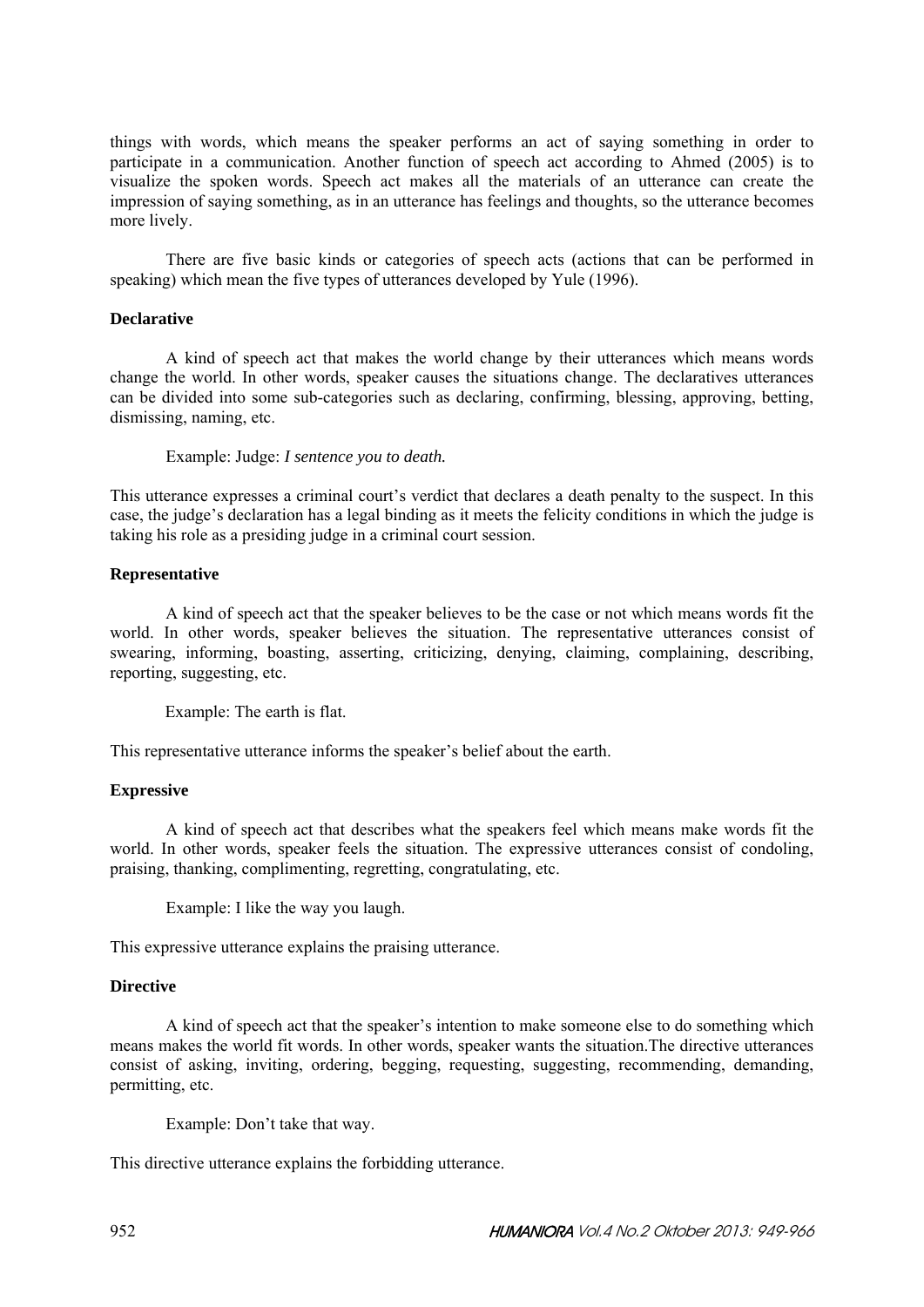things with words, which means the speaker performs an act of saying something in order to participate in a communication. Another function of speech act according to Ahmed (2005) is to visualize the spoken words. Speech act makes all the materials of an utterance can create the impression of saying something, as in an utterance has feelings and thoughts, so the utterance becomes more lively.

There are five basic kinds or categories of speech acts (actions that can be performed in speaking) which mean the five types of utterances developed by Yule (1996).

**Declarative**

A kind of speech act that makes the world change by their utterances which means words change the world. In other words, speaker causes the situations change. The declaratives utterances can be divided into some sub-categories such as declaring, confirming, blessing, approving, betting, dismissing, naming, etc.

Example: Judge: *I sentence you to death.*

This utterance expresses a criminal court's verdict that declares a death penalty to the suspect. In this case, the judge's declaration has a legal binding as it meets the felicity conditions in which the judge is taking his role as a presiding judge in a criminal court session.

**Representative**

A kind of speech act that the speaker believes to be the case or not which means words fit the world. In other words, speaker believes the situation. The representative utterances consist of swearing, informing, boasting, asserting, criticizing, denying, claiming, complaining, describing, reporting, suggesting, etc.

Example: The earth is flat.

This representative utterance informs the speaker's belief about the earth.

**Expressive**

A kind of speech act that describes what the speakers feel which means make words fit the world. In other words, speaker feels the situation. The expressive utterances consist of condoling, praising, thanking, complimenting, regretting, congratulating, etc.

Example: I like the way you laugh.

This expressive utterance explains the praising utterance.

**Directive**

A kind of speech act that the speaker's intention to make someone else to do something which means makes the world fit words. In other words, speaker wants the situation.The directive utterances consist of asking, inviting, ordering, begging, requesting, suggesting, recommending, demanding, permitting, etc.

Example: Don't take that way.

This directive utterance explains the forbidding utterance.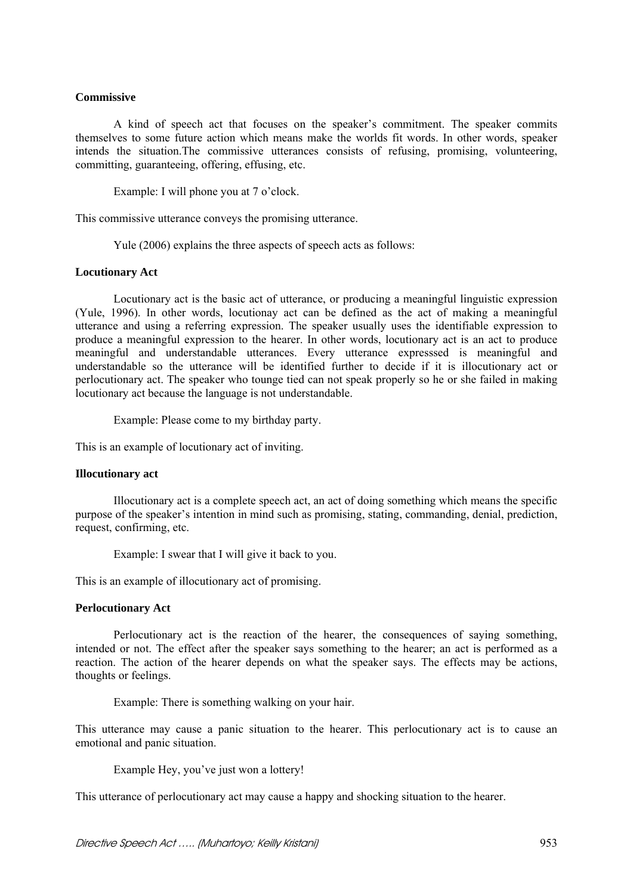**Commissive**

A kind of speech act that focuses on the speaker's commitment. The speaker commits themselves to some future action which means make the worlds fit words. In other words, speaker intends the situation.The commissive utterances consists of refusing, promising, volunteering, committing, guaranteeing, offering, effusing, etc.

Example: I will phone you at 7 o'clock.

This commissive utterance conveys the promising utterance.

Yule (2006) explains the three aspects of speech acts as follows:

**Locutionary Act**

Locutionary act is the basic act of utterance, or producing a meaningful linguistic expression (Yule, 1996). In other words, locutionay act can be defined as the act of making a meaningful utterance and using a referring expression. The speaker usually uses the identifiable expression to produce a meaningful expression to the hearer. In other words, locutionary act is an act to produce meaningful and understandable utterances. Every utterance expresssed is meaningful and understandable so the utterance will be identified further to decide if it is illocutionary act or perlocutionary act. The speaker who tounge tied can not speak properly so he or she failed in making locutionary act because the language is not understandable.

Example: Please come to my birthday party.

This is an example of locutionary act of inviting.

**Illocutionary act**

Illocutionary act is a complete speech act, an act of doing something which means the specific purpose of the speaker's intention in mind such as promising, stating, commanding, denial, prediction, request, confirming, etc.

Example: I swear that I will give it back to you.

This is an example of illocutionary act of promising.

**Perlocutionary Act**

Perlocutionary act is the reaction of the hearer, the consequences of saying something, intended or not. The effect after the speaker says something to the hearer; an act is performed as a reaction. The action of the hearer depends on what the speaker says. The effects may be actions, thoughts or feelings.

Example: There is something walking on your hair.

This utterance may cause a panic situation to the hearer. This perlocutionary act is to cause an emotional and panic situation.

Example Hey, you've just won a lottery!

This utterance of perlocutionary act may cause a happy and shocking situation to the hearer.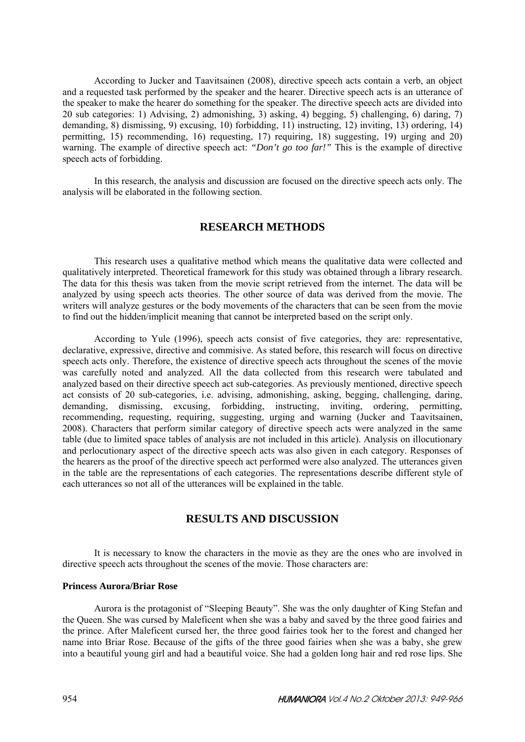According to Jucker and Taavitsainen (2008), directive speech acts contain a verb, an object and a requested task performed by the speaker and the hearer. Directive speech acts is an utterance of the speaker to make the hearer do something for the speaker. The directive speech acts are divided into 20 sub categories: 1) Advising, 2) admonishing, 3) asking, 4) begging, 5) challenging, 6) daring, 7) demanding, 8) dismissing, 9) excusing, 10) forbidding, 11) instructing, 12) inviting, 13) ordering, 14) permitting, 15) recommending, 16) requesting, 17) requiring, 18) suggesting, 19) urging and 20) warning. The example of directive speech act: *"Don't go too far!"* This is the example of directive speech acts of forbidding.

In this research, the analysis and discussion are focused on the directive speech acts only. The analysis will be elaborated in the following section.

## RESEARCH METHODS

This research uses a qualitative method which means the qualitative data were collected and qualitatively interpreted. Theoretical framework for this study was obtained through a library research. The data for this thesis was taken from the movie script retrieved from the internet. The data will be analyzed by using speech acts theories. The other source of data was derived from the movie. The writers will analyze gestures or the body movements of the characters that can be seen from the movie to find out the hidden/implicit meaning that cannot be interpreted based on the script only.

According to Yule (1996), speech acts consist of five categories, they are: representative, declarative, expressive, directive and commisive. As stated before, this research will focus on directive speech acts only. Therefore, the existence of directive speech acts throughout the scenes of the movie was carefully noted and analyzed. All the data collected from this research were tabulated and analyzed based on their directive speech act sub-categories. As previously mentioned, directive speech act consists of 20 sub-categories, i.e. advising, admonishing, asking, begging, challenging, daring, demanding, dismissing, excusing, forbidding, instructing, inviting, ordering, permitting, recommending, requesting, requiring, suggesting, urging and warning (Jucker and Taavitsainen, 2008). Characters that perform similar category of directive speech acts were analyzed in the same table (due to limited space tables of analysis are not included in this article). Analysis on illocutionary and perlocutionary aspect of the directive speech acts was also given in each category. Responses of the hearers as the proof of the directive speech act performed were also analyzed. The utterances given in the table are the representations of each categories. The representations describe different style of each utterances so not all of the utterances will be explained in the table.

## RESULTS AND DISCUSSION

It is necessary to know the characters in the movie as they are the ones who are involved in directive speech acts throughout the scenes of the movie. Those characters are:

**Princess Aurora/Briar Rose**

Aurora is the protagonist of "Sleeping Beauty". She was the only daughter of King Stefan and the Queen. She was cursed by Maleficent when she was a baby and saved by the three good fairies and the prince. After Maleficent cursed her, the three good fairies took her to the forest and changed her name into Briar Rose. Because of the gifts of the three good fairies when she was a baby, she grew into a beautiful young girl and had a beautiful voice. She had a golden long hair and red rose lips. She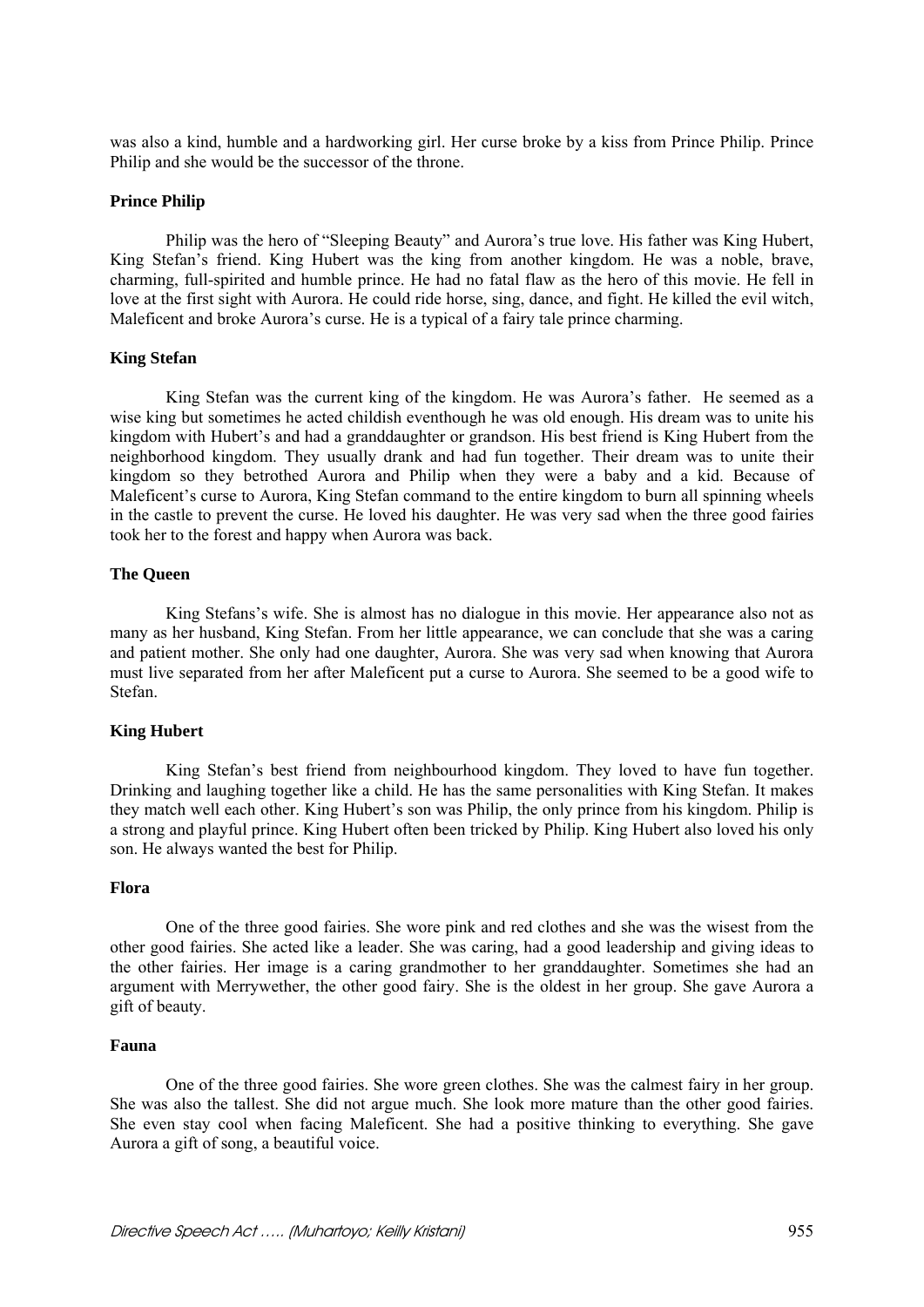was also a kind, humble and a hardworking girl. Her curse broke by a kiss from Prince Philip. Prince Philip and she would be the successor of the throne.

**Prince Philip**

Philip was the hero of "Sleeping Beauty" and Aurora's true love. His father was King Hubert, King Stefan's friend. King Hubert was the king from another kingdom. He was a noble, brave, charming, full-spirited and humble prince. He had no fatal flaw as the hero of this movie. He fell in love at the first sight with Aurora. He could ride horse, sing, dance, and fight. He killed the evil witch, Maleficent and broke Aurora's curse. He is a typical of a fairy tale prince charming.

**King Stefan**

King Stefan was the current king of the kingdom. He was Aurora's father. He seemed as a wise king but sometimes he acted childish eventhough he was old enough. His dream was to unite his kingdom with Hubert's and had a granddaughter or grandson. His best friend is King Hubert from the neighborhood kingdom. They usually drank and had fun together. Their dream was to unite their kingdom so they betrothed Aurora and Philip when they were a baby and a kid. Because of Maleficent's curse to Aurora, King Stefan command to the entire kingdom to burn all spinning wheels in the castle to prevent the curse. He loved his daughter. He was very sad when the three good fairies took her to the forest and happy when Aurora was back.

**The Queen**

King Stefans's wife. She is almost has no dialogue in this movie. Her appearance also not as many as her husband, King Stefan. From her little appearance, we can conclude that she was a caring and patient mother. She only had one daughter, Aurora. She was very sad when knowing that Aurora must live separated from her after Maleficent put a curse to Aurora. She seemed to be a good wife to Stefan.

**King Hubert**

King Stefan's best friend from neighbourhood kingdom. They loved to have fun together. Drinking and laughing together like a child. He has the same personalities with King Stefan. It makes they match well each other. King Hubert's son was Philip, the only prince from his kingdom. Philip is a strong and playful prince. King Hubert often been tricked by Philip. King Hubert also loved his only son. He always wanted the best for Philip.

**Flora**

One of the three good fairies. She wore pink and red clothes and she was the wisest from the other good fairies. She acted like a leader. She was caring, had a good leadership and giving ideas to the other fairies. Her image is a caring grandmother to her granddaughter. Sometimes she had an argument with Merrywether, the other good fairy. She is the oldest in her group. She gave Aurora a gift of beauty.

**Fauna**

One of the three good fairies. She wore green clothes. She was the calmest fairy in her group. She was also the tallest. She did not argue much. She look more mature than the other good fairies. She even stay cool when facing Maleficent. She had a positive thinking to everything. She gave Aurora a gift of song, a beautiful voice.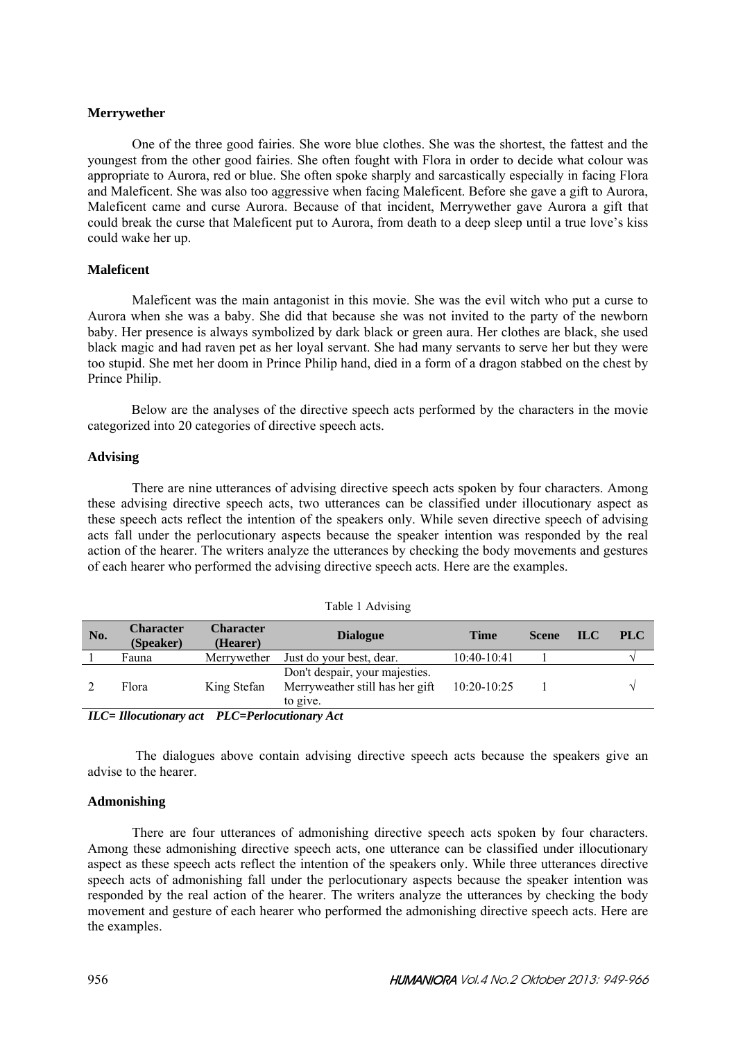### Merrywether

One of the three good fairies. She wore blue clothes. She was the shortest, the fattest and the youngest from the other good fairies. She often fought with Flora in order to decide what colour was appropriate to Aurora, red or blue. She often spoke sharply and sarcastically especially in facing Flora and Maleficent. She was also too aggressive when facing Maleficent. Before she gave a gift to Aurora, Maleficent came and curse Aurora. Because of that incident, Merrywether gave Aurora a gift that could break the curse that Maleficent put to Aurora, from death to a deep sleep until a true love's kiss could wake her up.

### Maleficent

Maleficent was the main antagonist in this movie. She was the evil witch who put a curse to Aurora when she was a baby. She did that because she was not invited to the party of the newborn baby. Her presence is always symbolized by dark black or green aura. Her clothes are black, she used black magic and had raven pet as her loyal servant. She had many servants to serve her but they were too stupid. She met her doom in Prince Philip hand, died in a form of a dragon stabbed on the chest by Prince Philip.

Below are the analyses of the directive speech acts performed by the characters in the movie categorized into 20 categories of directive speech acts.

### Advising

There are nine utterances of advising directive speech acts spoken by four characters. Among these advising directive speech acts, two utterances can be classified under illocutionary aspect as these speech acts reflect the intention of the speakers only. While seven directive speech of advising acts fall under the perlocutionary aspects because the speaker intention was responded by the real action of the hearer. The writers analyze the utterances by checking the body movements and gestures of each hearer who performed the advising directive speech acts. Here are the examples.

Table 1 Advising

| No. | Character (Speaker) | Character (Hearer) | Dialogue | Time | Scene | ILC | PLC |
|---|---|---|---|---|---|---|---|
| 1 | Fauna | Merrywether | Just do your best, dear. | 10:40-10:41 | 1 | | √ |
| 2 | Flora | King Stefan | Don't despair, your majesties. Merryweather still has her gift to give. | 10:20-10:25 | 1 | | √ |

*ILC= Illocutionary act PLC=Perlocutionary Act*

The dialogues above contain advising directive speech acts because the speakers give an advise to the hearer.

### Admonishing

There are four utterances of admonishing directive speech acts spoken by four characters. Among these admonishing directive speech acts, one utterance can be classified under illocutionary aspect as these speech acts reflect the intention of the speakers only. While three utterances directive speech acts of admonishing fall under the perlocutionary aspects because the speaker intention was responded by the real action of the hearer. The writers analyze the utterances by checking the body movement and gesture of each hearer who performed the admonishing directive speech acts. Here are the examples.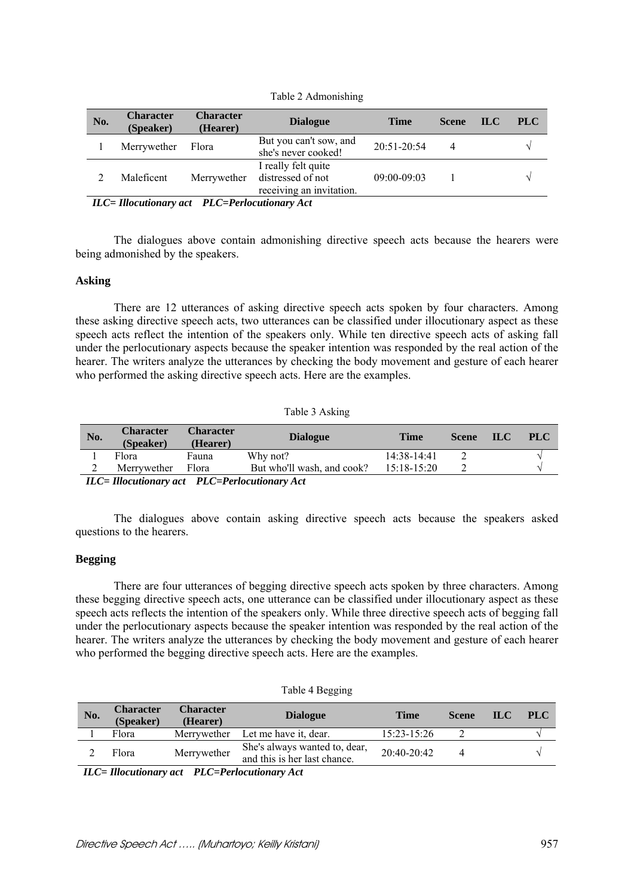Table 2 Admonishing

| No. | Character (Speaker) | Character (Hearer) | Dialogue | Time | Scene | ILC | PLC |
|---|---|---|---|---|---|---|---|
| 1 | Merrywether | Flora | But you can't sow, and she's never cooked! | 20:51-20:54 | 4 | | √ |
| 2 | Maleficent | Merrywether | I really felt quite distressed of not receiving an invitation. | 09:00-09:03 | 1 | | √ |

***ILC= Illocutionary act PLC=Perlocutionary Act***

The dialogues above contain admonishing directive speech acts because the hearers were being admonished by the speakers.

**Asking**

There are 12 utterances of asking directive speech acts spoken by four characters. Among these asking directive speech acts, two utterances can be classified under illocutionary aspect as these speech acts reflect the intention of the speakers only. While ten directive speech acts of asking fall under the perlocutionary aspects because the speaker intention was responded by the real action of the hearer. The writers analyze the utterances by checking the body movement and gesture of each hearer who performed the asking directive speech acts. Here are the examples.

Table 3 Asking

| No. | Character (Speaker) | Character (Hearer) | Dialogue | Time | Scene | ILC | PLC |
|---|---|---|---|---|---|---|---|
| 1 | Flora | Fauna | Why not? | 14:38-14:41 | 2 | | √ |
| 2 | Merrywether | Flora | But who'll wash, and cook? | 15:18-15:20 | 2 | | √ |

***ILC= Illocutionary act PLC=Perlocutionary Act***

The dialogues above contain asking directive speech acts because the speakers asked questions to the hearers.

**Begging**

There are four utterances of begging directive speech acts spoken by three characters. Among these begging directive speech acts, one utterance can be classified under illocutionary aspect as these speech acts reflects the intention of the speakers only. While three directive speech acts of begging fall under the perlocutionary aspects because the speaker intention was responded by the real action of the hearer. The writers analyze the utterances by checking the body movement and gesture of each hearer who performed the begging directive speech acts. Here are the examples.

Table 4 Begging

| No. | Character (Speaker) | Character (Hearer) | Dialogue | Time | Scene | ILC | PLC |
|---|---|---|---|---|---|---|---|
| 1 | Flora | Merryweather | Let me have it, dear. | 15:23-15:26 | 2 | | √ |
| 2 | Flora | Merryweather | She's always wanted to, dear, and this is her last chance. | 20:40-20:42 | 4 | | √ |

***ILC= Illocutionary act PLC=Perlocutionary Act***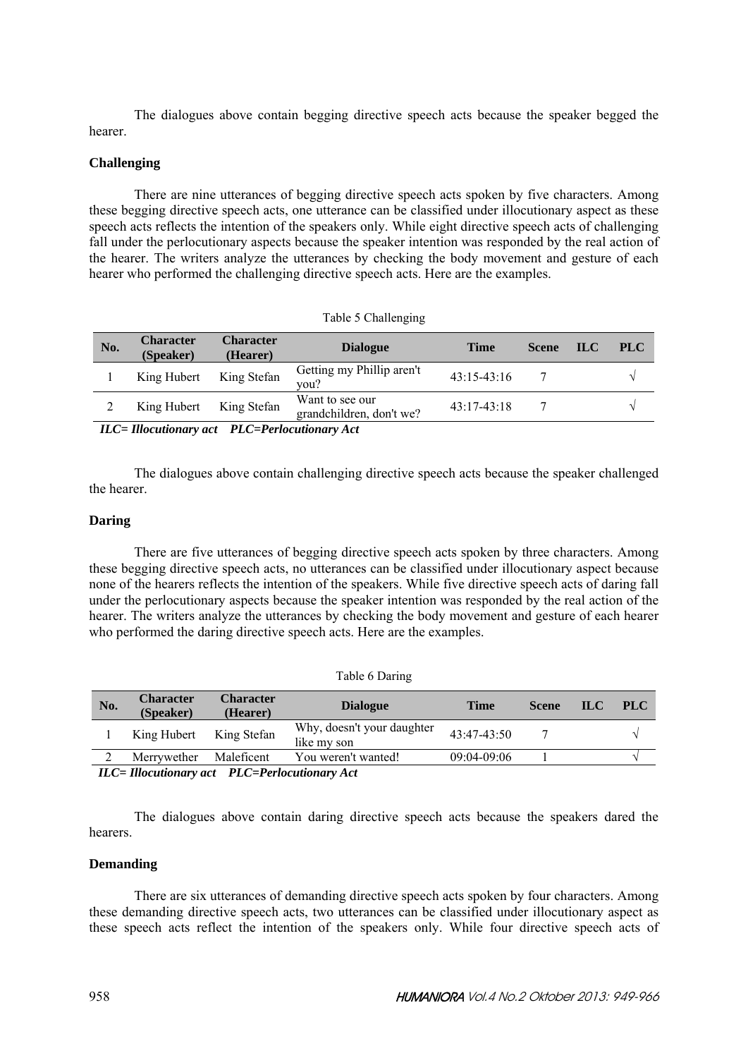The dialogues above contain begging directive speech acts because the speaker begged the hearer.

### Challenging

There are nine utterances of begging directive speech acts spoken by five characters. Among these begging directive speech acts, one utterance can be classified under illocutionary aspect as these speech acts reflects the intention of the speakers only. While eight directive speech acts of challenging fall under the perlocutionary aspects because the speaker intention was responded by the real action of the hearer. The writers analyze the utterances by checking the body movement and gesture of each hearer who performed the challenging directive speech acts. Here are the examples.

Table 5 Challenging

| No. | Character (Speaker) | Character (Hearer) | Dialogue | Time | Scene | ILC | PLC |
|---|---|---|---|---|---|---|---|
| 1 | King Hubert | King Stefan | Getting my Phillip aren't you? | 43:15-43:16 | 7 | | √ |
| 2 | King Hubert | King Stefan | Want to see our grandchildren, don't we? | 43:17-43:18 | 7 | | √ |

*ILC= Illocutionary act PLC=Perlocutionary Act*

The dialogues above contain challenging directive speech acts because the speaker challenged the hearer.

### Daring

There are five utterances of begging directive speech acts spoken by three characters. Among these begging directive speech acts, no utterances can be classified under illocutionary aspect because none of the hearers reflects the intention of the speakers. While five directive speech acts of daring fall under the perlocutionary aspects because the speaker intention was responded by the real action of the hearer. The writers analyze the utterances by checking the body movement and gesture of each hearer who performed the daring directive speech acts. Here are the examples.

Table 6 Daring

| No. | Character (Speaker) | Character (Hearer) | Dialogue | Time | Scene | ILC | PLC |
|---|---|---|---|---|---|---|---|
| 1 | King Hubert | King Stefan | Why, doesn't your daughter like my son | 43:47-43:50 | 7 | | √ |
| 2 | Merrywether | Maleficent | You weren't wanted! | 09:04-09:06 | 1 | | √ |

*ILC= Illocutionary act PLC=Perlocutionary Act*

The dialogues above contain daring directive speech acts because the speakers dared the hearers.

### Demanding

There are six utterances of demanding directive speech acts spoken by four characters. Among these demanding directive speech acts, two utterances can be classified under illocutionary aspect as these speech acts reflect the intention of the speakers only. While four directive speech acts of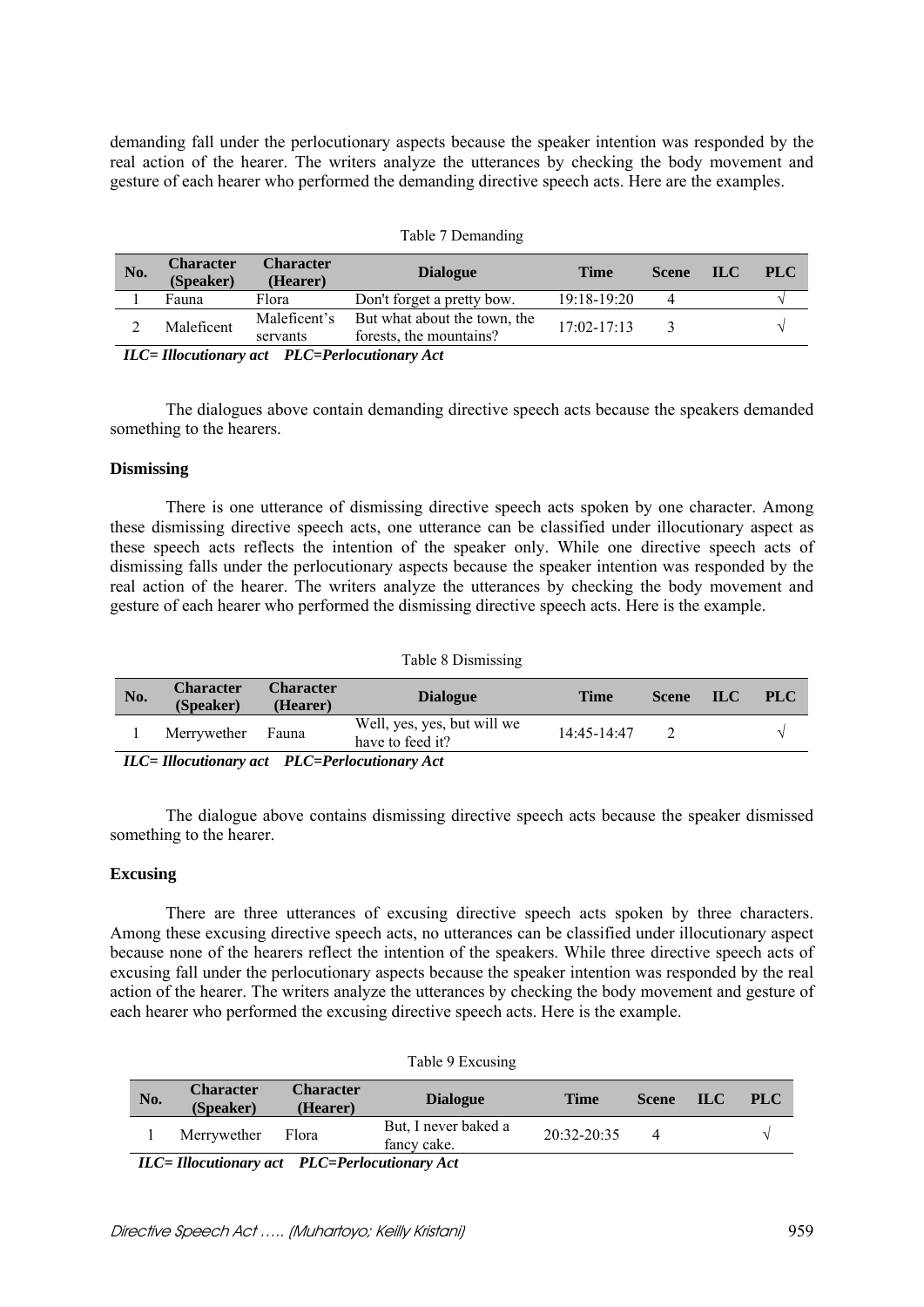demanding fall under the perlocutionary aspects because the speaker intention was responded by the real action of the hearer. The writers analyze the utterances by checking the body movement and gesture of each hearer who performed the demanding directive speech acts. Here are the examples.

Table 7 Demanding

| No. | Character (Speaker) | Character (Hearer) | Dialogue | Time | Scene | ILC | PLC |
|---|---|---|---|---|---|---|---|
| 1 | Fauna | Flora | Don't forget a pretty bow. | 19:18-19:20 | 4 | | √ |
| 2 | Maleficent | Maleficent's servants | But what about the town, the forests, the mountains? | 17:02-17:13 | 3 | | √ |

***ILC= Illocutionary act PLC=Perlocutionary Act***

The dialogues above contain demanding directive speech acts because the speakers demanded something to the hearers.

**Dismissing**

There is one utterance of dismissing directive speech acts spoken by one character. Among these dismissing directive speech acts, one utterance can be classified under illocutionary aspect as these speech acts reflects the intention of the speaker only. While one directive speech acts of dismissing falls under the perlocutionary aspects because the speaker intention was responded by the real action of the hearer. The writers analyze the utterances by checking the body movement and gesture of each hearer who performed the dismissing directive speech acts. Here is the example.

Table 8 Dismissing

| No. | Character (Speaker) | Character (Hearer) | Dialogue | Time | Scene | ILC | PLC |
|---|---|---|---|---|---|---|---|
| 1 | Merrywether | Fauna | Well, yes, yes, but will we have to feed it? | 14:45-14:47 | 2 | | √ |

***ILC= Illocutionary act PLC=Perlocutionary Act***

The dialogue above contains dismissing directive speech acts because the speaker dismissed something to the hearer.

**Excusing**

There are three utterances of excusing directive speech acts spoken by three characters. Among these excusing directive speech acts, no utterances can be classified under illocutionary aspect because none of the hearers reflect the intention of the speakers. While three directive speech acts of excusing fall under the perlocutionary aspects because the speaker intention was responded by the real action of the hearer. The writers analyze the utterances by checking the body movement and gesture of each hearer who performed the excusing directive speech acts. Here is the example.

Table 9 Excusing

| No. | Character (Speaker) | Character (Hearer) | Dialogue | Time | Scene | ILC | PLC |
|---|---|---|---|---|---|---|---|
| 1 | Merrywether | Flora | But, I never baked a fancy cake. | 20:32-20:35 | 4 | | √ |

***ILC= Illocutionary act PLC=Perlocutionary Act***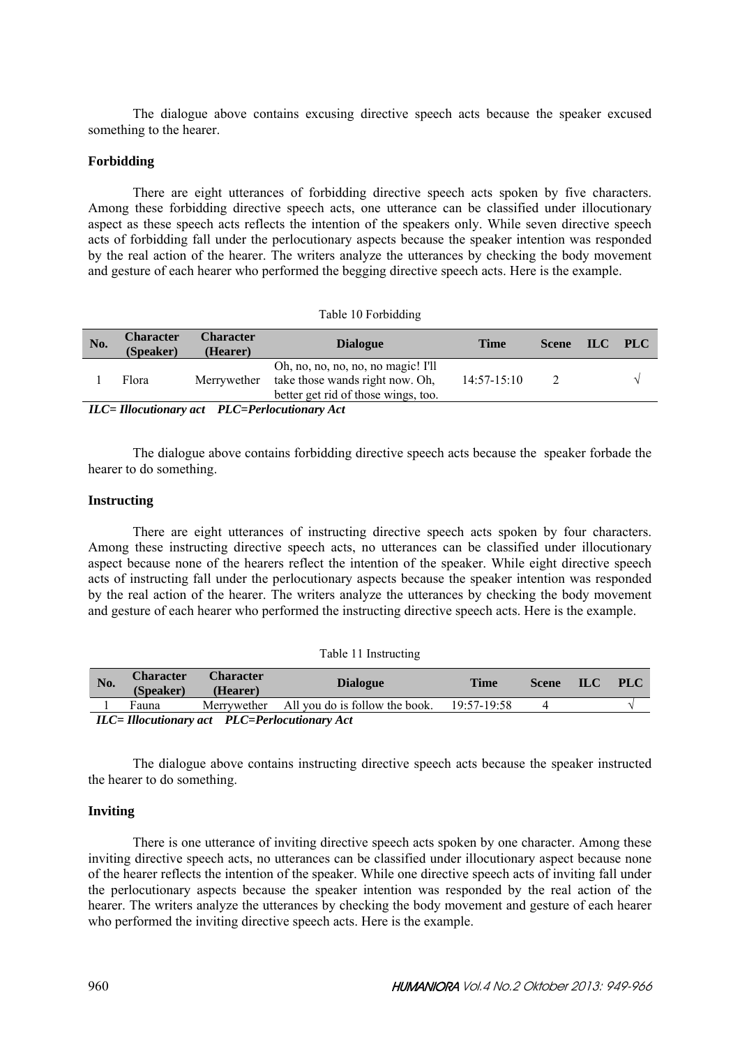The dialogue above contains excusing directive speech acts because the speaker excused something to the hearer.

### Forbidding

There are eight utterances of forbidding directive speech acts spoken by five characters. Among these forbidding directive speech acts, one utterance can be classified under illocutionary aspect as these speech acts reflects the intention of the speakers only. While seven directive speech acts of forbidding fall under the perlocutionary aspects because the speaker intention was responded by the real action of the hearer. The writers analyze the utterances by checking the body movement and gesture of each hearer who performed the begging directive speech acts. Here is the example.

Table 10 Forbidding

| No. | Character (Speaker) | Character (Hearer) | Dialogue | Time | Scene | ILC | PLC |
|---|---|---|---|---|---|---|---|
| 1 | Flora | Merrywether | Oh, no, no, no, no, no magic! I'll take those wands right now. Oh, better get rid of those wings, too. | 14:57-15:10 | 2 | | √ |

***ILC= Illocutionary act PLC=Perlocutionary Act***

The dialogue above contains forbidding directive speech acts because the speaker forbade the hearer to do something.

### Instructing

There are eight utterances of instructing directive speech acts spoken by four characters. Among these instructing directive speech acts, no utterances can be classified under illocutionary aspect because none of the hearers reflect the intention of the speaker. While eight directive speech acts of instructing fall under the perlocutionary aspects because the speaker intention was responded by the real action of the hearer. The writers analyze the utterances by checking the body movement and gesture of each hearer who performed the instructing directive speech acts. Here is the example.

Table 11 Instructing

| No. | Character (Speaker) | Character (Hearer) | Dialogue | Time | Scene | ILC | PLC |
|---|---|---|---|---|---|---|---|
| 1 | Fauna | Merrywether | All you do is follow the book. | 19:57-19:58 | 4 | | √ |

***ILC= Illocutionary act PLC=Perlocutionary Act***

The dialogue above contains instructing directive speech acts because the speaker instructed the hearer to do something.

### Inviting

There is one utterance of inviting directive speech acts spoken by one character. Among these inviting directive speech acts, no utterances can be classified under illocutionary aspect because none of the hearer reflects the intention of the speaker. While one directive speech acts of inviting fall under the perlocutionary aspects because the speaker intention was responded by the real action of the hearer. The writers analyze the utterances by checking the body movement and gesture of each hearer who performed the inviting directive speech acts. Here is the example.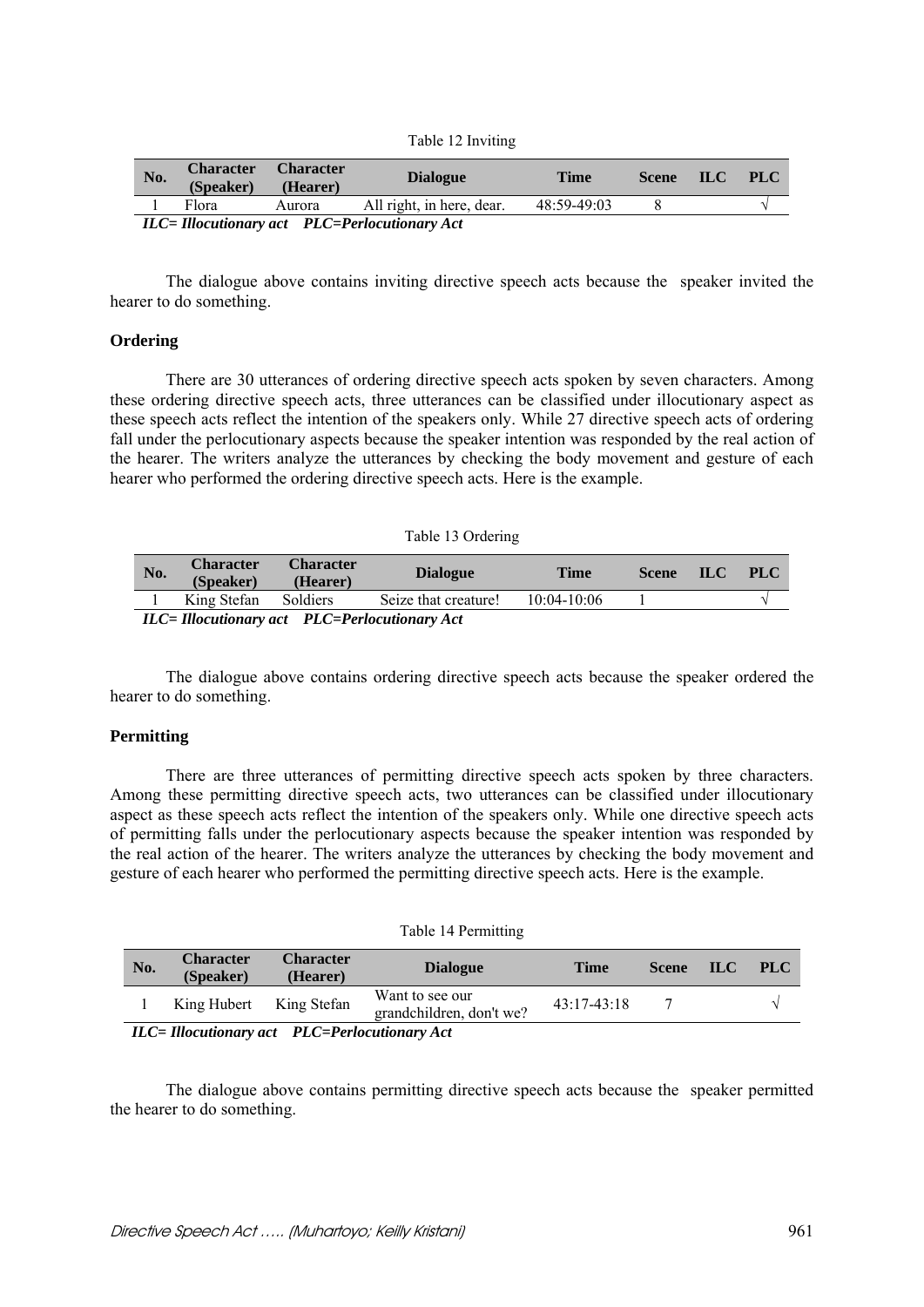Table 12 Inviting

| No. | Character (Speaker) | Character (Hearer) | Dialogue | Time | Scene | ILC | PLC |
|---|---|---|---|---|---|---|---|
| 1 | Flora | Aurora | All right, in here, dear. | 48:59-49:03 | 8 | | √ |

*ILC= Illocutionary act PLC=Perlocutionary Act*

The dialogue above contains inviting directive speech acts because the speaker invited the hearer to do something.

**Ordering**

There are 30 utterances of ordering directive speech acts spoken by seven characters. Among these ordering directive speech acts, three utterances can be classified under illocutionary aspect as these speech acts reflect the intention of the speakers only. While 27 directive speech acts of ordering fall under the perlocutionary aspects because the speaker intention was responded by the real action of the hearer. The writers analyze the utterances by checking the body movement and gesture of each hearer who performed the ordering directive speech acts. Here is the example.

Table 13 Ordering

| No. | Character (Speaker) | Character (Hearer) | Dialogue | Time | Scene | ILC | PLC |
|---|---|---|---|---|---|---|---|
| 1 | King Stefan | Soldiers | Seize that creature! | 10:04-10:06 | 1 | | √ |

*ILC= Illocutionary act PLC=Perlocutionary Act*

The dialogue above contains ordering directive speech acts because the speaker ordered the hearer to do something.

**Permitting**

There are three utterances of permitting directive speech acts spoken by three characters. Among these permitting directive speech acts, two utterances can be classified under illocutionary aspect as these speech acts reflect the intention of the speakers only. While one directive speech acts of permitting falls under the perlocutionary aspects because the speaker intention was responded by the real action of the hearer. The writers analyze the utterances by checking the body movement and gesture of each hearer who performed the permitting directive speech acts. Here is the example.

Table 14 Permitting

| No. | Character (Speaker) | Character (Hearer) | Dialogue | Time | Scene | ILC | PLC |
|---|---|---|---|---|---|---|---|
| 1 | King Hubert | King Stefan | Want to see our grandchildren, don't we? | 43:17-43:18 | 7 | | √ |

*ILC= Illocutionary act PLC=Perlocutionary Act*

The dialogue above contains permitting directive speech acts because the speaker permitted the hearer to do something.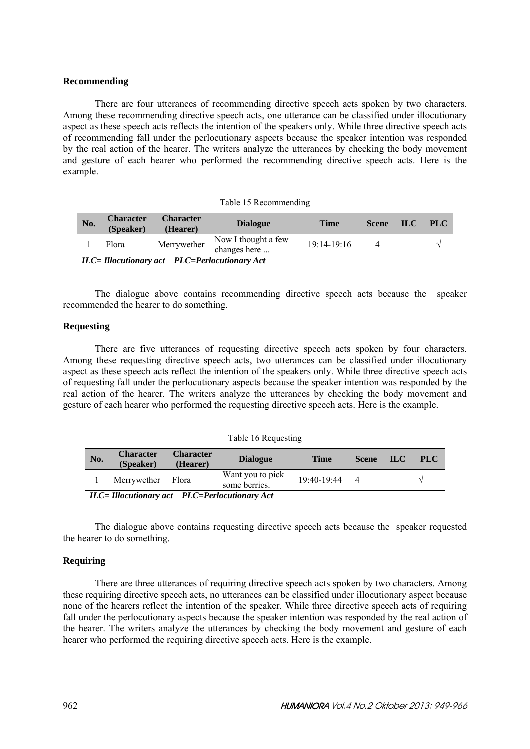### Recommending

There are four utterances of recommending directive speech acts spoken by two characters. Among these recommending directive speech acts, one utterance can be classified under illocutionary aspect as these speech acts reflects the intention of the speakers only. While three directive speech acts of recommending fall under the perlocutionary aspects because the speaker intention was responded by the real action of the hearer. The writers analyze the utterances by checking the body movement and gesture of each hearer who performed the recommending directive speech acts. Here is the example.

Table 15 Recommending

| No. | Character (Speaker) | Character (Hearer) | Dialogue | Time | Scene | ILC | PLC |
|---|---|---|---|---|---|---|---|
| 1 | Flora | Merrywether | Now I thought a few changes here ... | 19:14-19:16 | 4 | | √ |

***ILC= Illocutionary act PLC=Perlocutionary Act***

The dialogue above contains recommending directive speech acts because the speaker recommended the hearer to do something.

### Requesting

There are five utterances of requesting directive speech acts spoken by four characters. Among these requesting directive speech acts, two utterances can be classified under illocutionary aspect as these speech acts reflect the intention of the speakers only. While three directive speech acts of requesting fall under the perlocutionary aspects because the speaker intention was responded by the real action of the hearer. The writers analyze the utterances by checking the body movement and gesture of each hearer who performed the requesting directive speech acts. Here is the example.

Table 16 Requesting

| No. | Character (Speaker) | Character (Hearer) | Dialogue | Time | Scene | ILC | PLC |
|---|---|---|---|---|---|---|---|
| 1 | Merrywether | Flora | Want you to pick some berries. | 19:40-19:44 | 4 | | √ |

***ILC= Illocutionary act PLC=Perlocutionary Act***

The dialogue above contains requesting directive speech acts because the speaker requested the hearer to do something.

### Requiring

There are three utterances of requiring directive speech acts spoken by two characters. Among these requiring directive speech acts, no utterances can be classified under illocutionary aspect because none of the hearers reflect the intention of the speaker. While three directive speech acts of requiring fall under the perlocutionary aspects because the speaker intention was responded by the real action of the hearer. The writers analyze the utterances by checking the body movement and gesture of each hearer who performed the requiring directive speech acts. Here is the example.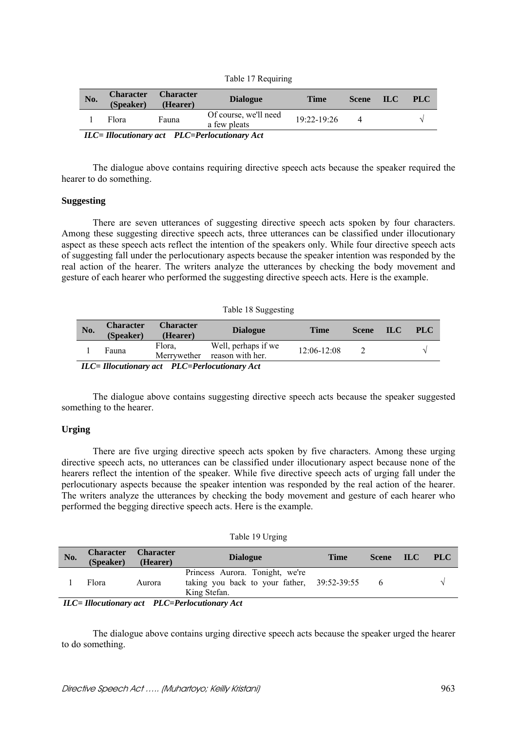Table 17 Requiring

| No. | Character (Speaker) | Character (Hearer) | Dialogue | Time | Scene | ILC | PLC |
|---|---|---|---|---|---|---|---|
| 1 | Flora | Fauna | Of course, we'll need a few pleats | 19:22-19:26 | 4 | | √ |

*ILC= Illocutionary act PLC=Perlocutionary Act*

The dialogue above contains requiring directive speech acts because the speaker required the hearer to do something.

**Suggesting**

There are seven utterances of suggesting directive speech acts spoken by four characters. Among these suggesting directive speech acts, three utterances can be classified under illocutionary aspect as these speech acts reflect the intention of the speakers only. While four directive speech acts of suggesting fall under the perlocutionary aspects because the speaker intention was responded by the real action of the hearer. The writers analyze the utterances by checking the body movement and gesture of each hearer who performed the suggesting directive speech acts. Here is the example.

Table 18 Suggesting

| No. | Character (Speaker) | Character (Hearer) | Dialogue | Time | Scene | ILC | PLC |
|---|---|---|---|---|---|---|---|
| 1 | Fauna | Flora, Merrywether | Well, perhaps if we reason with her. | 12:06-12:08 | 2 | | √ |

*ILC= Illocutionary act PLC=Perlocutionary Act*

The dialogue above contains suggesting directive speech acts because the speaker suggested something to the hearer.

**Urging**

There are five urging directive speech acts spoken by five characters. Among these urging directive speech acts, no utterances can be classified under illocutionary aspect because none of the hearers reflect the intention of the speaker. While five directive speech acts of urging fall under the perlocutionary aspects because the speaker intention was responded by the real action of the hearer. The writers analyze the utterances by checking the body movement and gesture of each hearer who performed the begging directive speech acts. Here is the example.

Table 19 Urging

| No. | Character (Speaker) | Character (Hearer) | Dialogue | Time | Scene | ILC | PLC |
|---|---|---|---|---|---|---|---|
| 1 | Flora | Aurora | Princess Aurora. Tonight, we're taking you back to your father, King Stefan. | 39:52-39:55 | 6 | | √ |

*ILC= Illocutionary act PLC=Perlocutionary Act*

The dialogue above contains urging directive speech acts because the speaker urged the hearer to do something.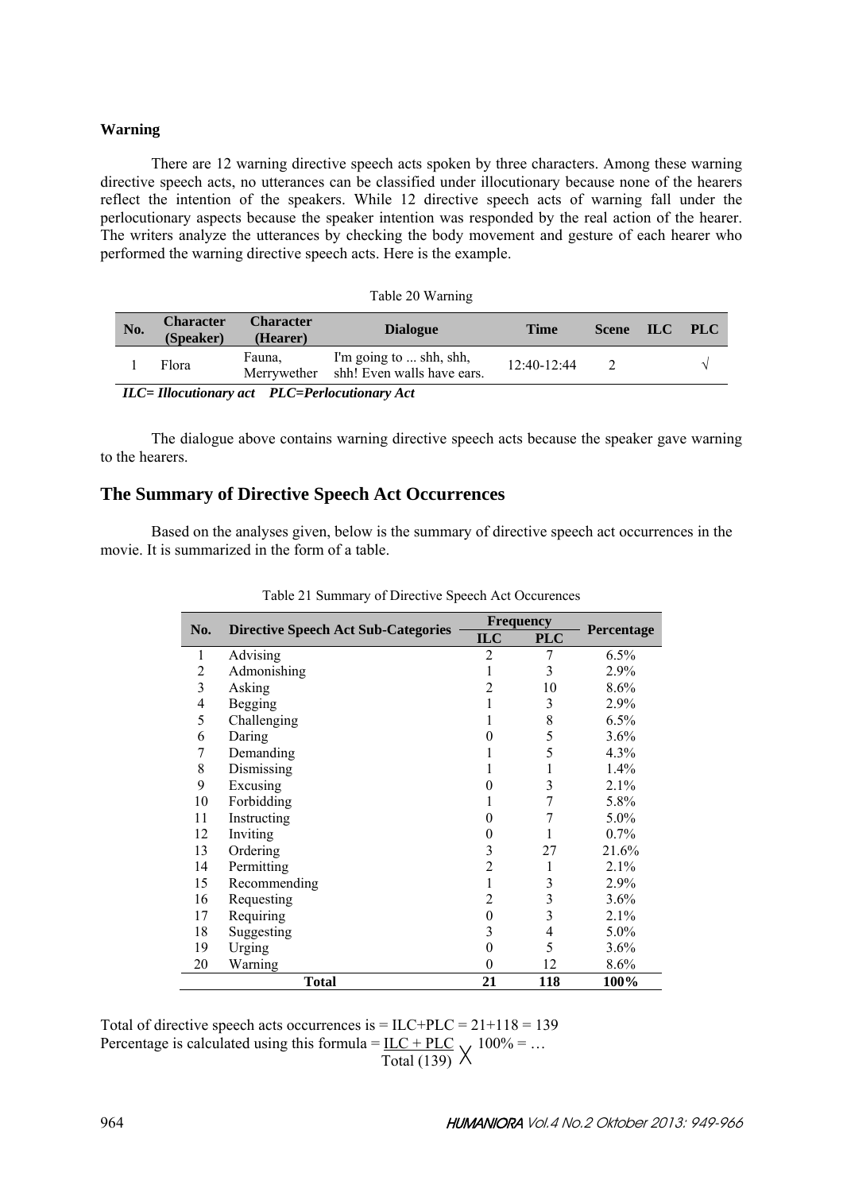**Warning**

There are 12 warning directive speech acts spoken by three characters. Among these warning directive speech acts, no utterances can be classified under illocutionary because none of the hearers reflect the intention of the speakers. While 12 directive speech acts of warning fall under the perlocutionary aspects because the speaker intention was responded by the real action of the hearer. The writers analyze the utterances by checking the body movement and gesture of each hearer who performed the warning directive speech acts. Here is the example.

Table 20 Warning

| No. | Character (Speaker) | Character (Hearer) | Dialogue | Time | Scene | ILC | PLC |
|---|---|---|---|---|---|---|---|
| 1 | Flora | Fauna, Merrywether | I'm going to ... shh, shh, shh! Even walls have ears. | 12:40-12:44 | 2 | | √ |

***ILC= Illocutionary act PLC=Perlocutionary Act***

The dialogue above contains warning directive speech acts because the speaker gave warning to the hearers.

## The Summary of Directive Speech Act Occurrences

Based on the analyses given, below is the summary of directive speech act occurrences in the movie. It is summarized in the form of a table.

Table 21 Summary of Directive Speech Act Occurences

| No. | Directive Speech Act Sub-Categories | Frequency | | Percentage |
|---|---|---|---|---|
| | | ILC | PLC | |
| 1 | Advising | 2 | 7 | 6.5% |
| 2 | Admonishing | 1 | 3 | 2.9% |
| 3 | Asking | 2 | 10 | 8.6% |
| 4 | Begging | 1 | 3 | 2.9% |
| 5 | Challenging | 1 | 8 | 6.5% |
| 6 | Daring | 0 | 5 | 3.6% |
| 7 | Demanding | 1 | 5 | 4.3% |
| 8 | Dismissing | 1 | 1 | 1.4% |
| 9 | Excusing | 0 | 3 | 2.1% |
| 10 | Forbidding | 1 | 7 | 5.8% |
| 11 | Instructing | 0 | 7 | 5.0% |
| 12 | Inviting | 0 | 1 | 0.7% |
| 13 | Ordering | 3 | 27 | 21.6% |
| 14 | Permitting | 2 | 1 | 2.1% |
| 15 | Recommending | 1 | 3 | 2.9% |
| 16 | Requesting | 2 | 3 | 3.6% |
| 17 | Requiring | 0 | 3 | 2.1% |
| 18 | Suggesting | 3 | 4 | 5.0% |
| 19 | Urging | 0 | 5 | 3.6% |
| 20 | Warning | 0 | 12 | 8.6% |
| **Total** | | **21** | **118** | **100%** |

Total of directive speech acts occurrences is = ILC+PLC = 21+118 = 139

Percentage is calculated using this formula = $\frac{\text{ILC + PLC}}{\text{Total (139)}} \times 100\% = \ldots$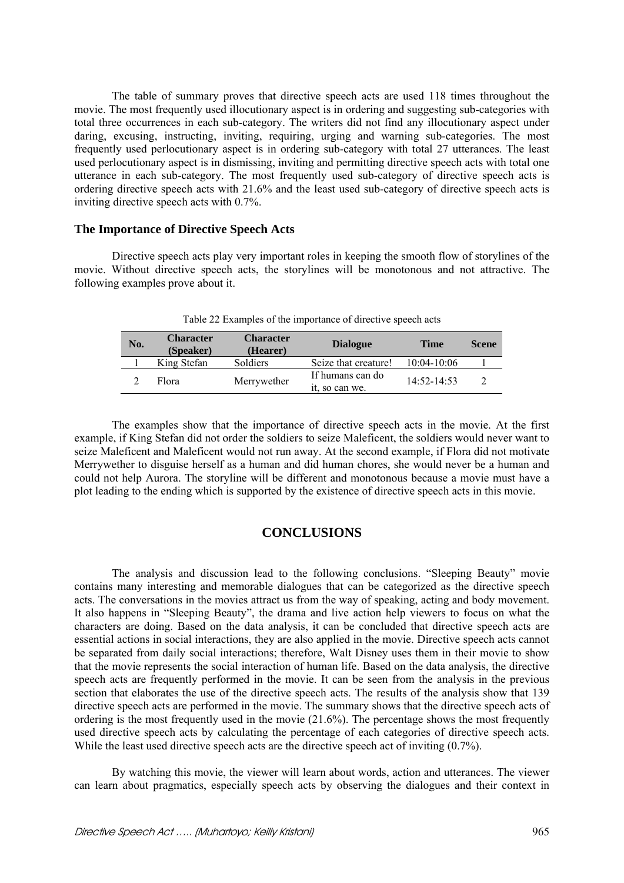The table of summary proves that directive speech acts are used 118 times throughout the movie. The most frequently used illocutionary aspect is in ordering and suggesting sub-categories with total three occurrences in each sub-category. The writers did not find any illocutionary aspect under daring, excusing, instructing, inviting, requiring, urging and warning sub-categories. The most frequently used perlocutionary aspect is in ordering sub-category with total 27 utterances. The least used perlocutionary aspect is in dismissing, inviting and permitting directive speech acts with total one utterance in each sub-category. The most frequently used sub-category of directive speech acts is ordering directive speech acts with 21.6% and the least used sub-category of directive speech acts is inviting directive speech acts with 0.7%.

### The Importance of Directive Speech Acts

Directive speech acts play very important roles in keeping the smooth flow of storylines of the movie. Without directive speech acts, the storylines will be monotonous and not attractive. The following examples prove about it.

Table 22 Examples of the importance of directive speech acts

| No. | Character (Speaker) | Character (Hearer) | Dialogue | Time | Scene |
|---|---|---|---|---|---|
| 1 | King Stefan | Soldiers | Seize that creature! | 10:04-10:06 | 1 |
| 2 | Flora | Merrywether | If humans can do it, so can we. | 14:52-14:53 | 2 |

The examples show that the importance of directive speech acts in the movie. At the first example, if King Stefan did not order the soldiers to seize Maleficent, the soldiers would never want to seize Maleficent and Maleficent would not run away. At the second example, if Flora did not motivate Merrywether to disguise herself as a human and did human chores, she would never be a human and could not help Aurora. The storyline will be different and monotonous because a movie must have a plot leading to the ending which is supported by the existence of directive speech acts in this movie.

## CONCLUSIONS

The analysis and discussion lead to the following conclusions. "Sleeping Beauty" movie contains many interesting and memorable dialogues that can be categorized as the directive speech acts. The conversations in the movies attract us from the way of speaking, acting and body movement. It also happens in "Sleeping Beauty", the drama and live action help viewers to focus on what the characters are doing. Based on the data analysis, it can be concluded that directive speech acts are essential actions in social interactions, they are also applied in the movie. Directive speech acts cannot be separated from daily social interactions; therefore, Walt Disney uses them in their movie to show that the movie represents the social interaction of human life. Based on the data analysis, the directive speech acts are frequently performed in the movie. It can be seen from the analysis in the previous section that elaborates the use of the directive speech acts. The results of the analysis show that 139 directive speech acts are performed in the movie. The summary shows that the directive speech acts of ordering is the most frequently used in the movie (21.6%). The percentage shows the most frequently used directive speech acts by calculating the percentage of each categories of directive speech acts. While the least used directive speech acts are the directive speech act of inviting (0.7%).

By watching this movie, the viewer will learn about words, action and utterances. The viewer can learn about pragmatics, especially speech acts by observing the dialogues and their context in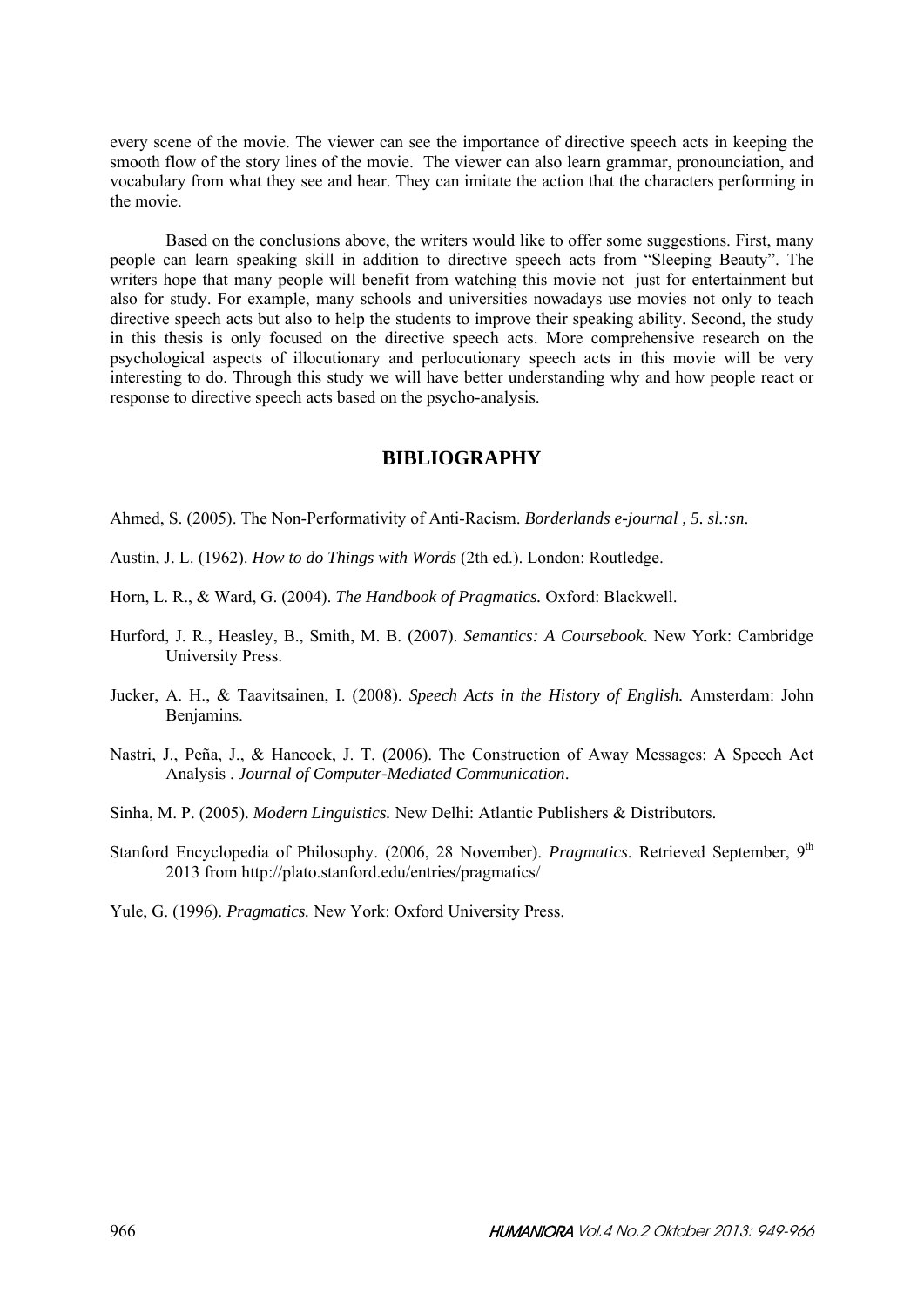every scene of the movie. The viewer can see the importance of directive speech acts in keeping the smooth flow of the story lines of the movie. The viewer can also learn grammar, pronounciation, and vocabulary from what they see and hear. They can imitate the action that the characters performing in the movie.

Based on the conclusions above, the writers would like to offer some suggestions. First, many people can learn speaking skill in addition to directive speech acts from "Sleeping Beauty". The writers hope that many people will benefit from watching this movie not just for entertainment but also for study. For example, many schools and universities nowadays use movies not only to teach directive speech acts but also to help the students to improve their speaking ability. Second, the study in this thesis is only focused on the directive speech acts. More comprehensive research on the psychological aspects of illocutionary and perlocutionary speech acts in this movie will be very interesting to do. Through this study we will have better understanding why and how people react or response to directive speech acts based on the psycho-analysis.

## BIBLIOGRAPHY

Ahmed, S. (2005). The Non-Performativity of Anti-Racism. *Borderlands e-journal , 5. sl.:sn*.

Austin, J. L. (1962). *How to do Things with Words* (2th ed.). London: Routledge.

Horn, L. R., & Ward, G. (2004). *The Handbook of Pragmatics.* Oxford: Blackwell.

Hurford, J. R., Heasley, B., Smith, M. B. (2007). *Semantics: A Coursebook*. New York: Cambridge University Press.

Jucker, A. H., & Taavitsainen, I. (2008). *Speech Acts in the History of English.* Amsterdam: John Benjamins.

Nastri, J., Peña, J., & Hancock, J. T. (2006). The Construction of Away Messages: A Speech Act Analysis . *Journal of Computer-Mediated Communication*.

Sinha, M. P. (2005). *Modern Linguistics.* New Delhi: Atlantic Publishers & Distributors.

Stanford Encyclopedia of Philosophy. (2006, 28 November). *Pragmatics*. Retrieved September, 9th 2013 from http://plato.stanford.edu/entries/pragmatics/

Yule, G. (1996). *Pragmatics.* New York: Oxford University Press.